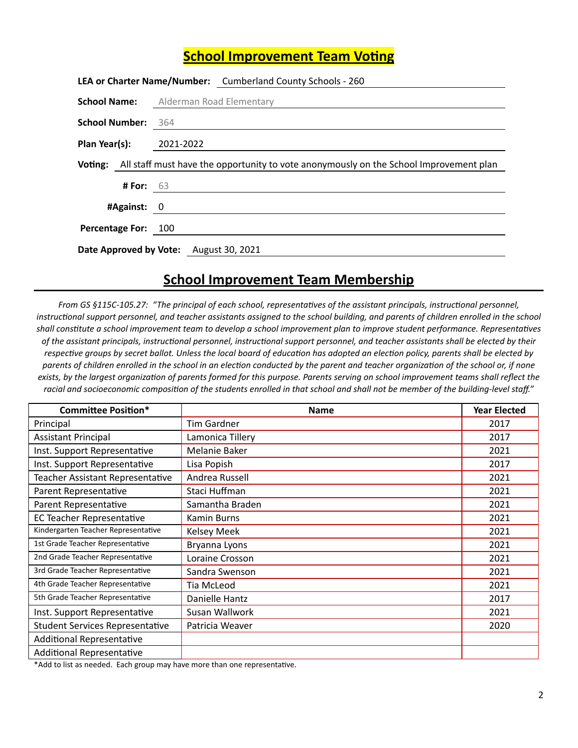# School Improvement Team Voting

**LEA or Charter Name/Number:** Cumberland County Schools - 260

**School Name:** Alderman Road Elementary

**School Number:** 364

**Plan Year(s):** 2021-2022

**Voting:** All staff must have the opportunity to vote anonymously on the School Improvement plan

**# For:** 63

**#Against:** 0

**Percentage For:** 100

**Date Approved by Vote:** August 30, 2021

# School Improvement Team Membership

*From GS §115C-105.27: "The principal of each school, representatives of the assistant principals, instructional personnel, instructional support personnel, and teacher assistants assigned to the school building, and parents of children enrolled in the school shall constitute a school improvement team to develop a school improvement plan to improve student performance. Representatives of the assistant principals, instructional personnel, instructional support personnel, and teacher assistants shall be elected by their respective groups by secret ballot. Unless the local board of education has adopted an election policy, parents shall be elected by parents of children enrolled in the school in an election conducted by the parent and teacher organization of the school or, if none exists, by the largest organization of parents formed for this purpose. Parents serving on school improvement teams shall reflect the racial and socioeconomic composition of the students enrolled in that school and shall not be member of the building-level staff."*

| Committee Position* | Name | Year Elected |
|---|---|---|
| Principal | Tim Gardner | 2017 |
| Assistant Principal | Lamonica Tillery | 2017 |
| Inst. Support Representative | Melanie Baker | 2021 |
| Inst. Support Representative | Lisa Popish | 2017 |
| Teacher Assistant Representative | Andrea Russell | 2021 |
| Parent Representative | Staci Huffman | 2021 |
| Parent Representative | Samantha Braden | 2021 |
| EC Teacher Representative | Kamin Burns | 2021 |
| Kindergarten Teacher Representative | Kelsey Meek | 2021 |
| 1st Grade Teacher Representative | Bryanna Lyons | 2021 |
| 2nd Grade Teacher Representative | Loraine Crosson | 2021 |
| 3rd Grade Teacher Representative | Sandra Swenson | 2021 |
| 4th Grade Teacher Representative | Tia McLeod | 2021 |
| 5th Grade Teacher Representative | Danielle Hantz | 2017 |
| Inst. Support Representative | Susan Wallwork | 2021 |
| Student Services Representative | Patricia Weaver | 2020 |
| Additional Representative | | |
| Additional Representative | | |

*Add to list as needed. Each group may have more than one representative.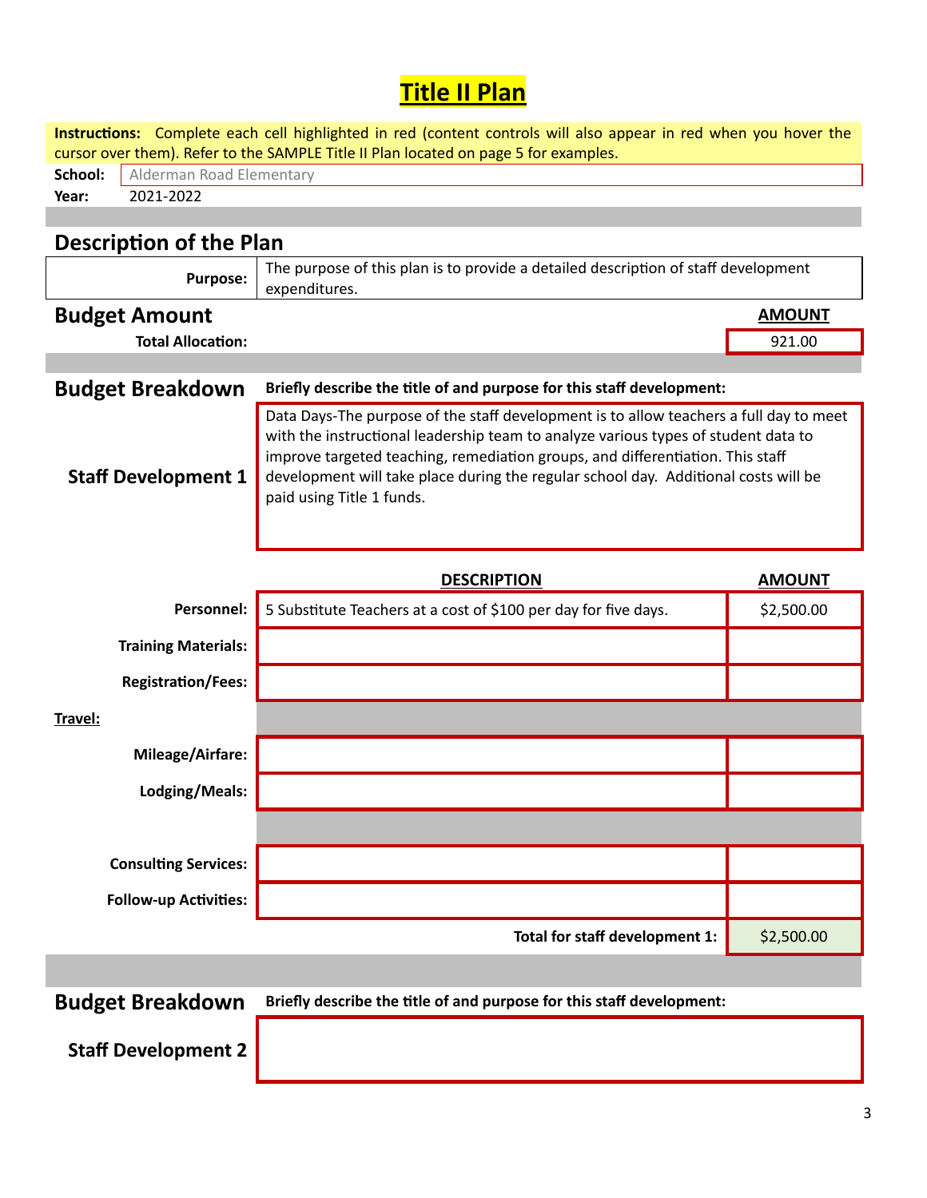# Title II Plan

**Instructions:** Complete each cell highlighted in red (content controls will also appear in red when you hover the cursor over them). Refer to the SAMPLE Title II Plan located on page 5 for examples.

**School:** Alderman Road Elementary
**Year:** 2021-2022

## Description of the Plan

| | |
|---|---|
| **Purpose:** | The purpose of this plan is to provide a detailed description of staff development expenditures. |

## Budget Amount

| | **AMOUNT** |
|---|---|
| **Total Allocation:** | 921.00 |

## Budget Breakdown

**Briefly describe the title of and purpose for this staff development:**

**Staff Development 1**

Data Days-The purpose of the staff development is to allow teachers a full day to meet with the instructional leadership team to analyze various types of student data to improve targeted teaching, remediation groups, and differentiation. This staff development will take place during the regular school day. Additional costs will be paid using Title 1 funds.

| | **DESCRIPTION** | **AMOUNT** |
|---|---|---|
| **Personnel:** | 5 Substitute Teachers at a cost of $100 per day for five days. | $2,500.00 |
| **Training Materials:** | | |
| **Registration/Fees:** | | |
| **Travel:** | | |
| **Mileage/Airfare:** | | |
| **Lodging/Meals:** | | |
| **Consulting Services:** | | |
| **Follow-up Activities:** | | |
| | **Total for staff development 1:** | $2,500.00 |

## Budget Breakdown

**Briefly describe the title of and purpose for this staff development:**

**Staff Development 2**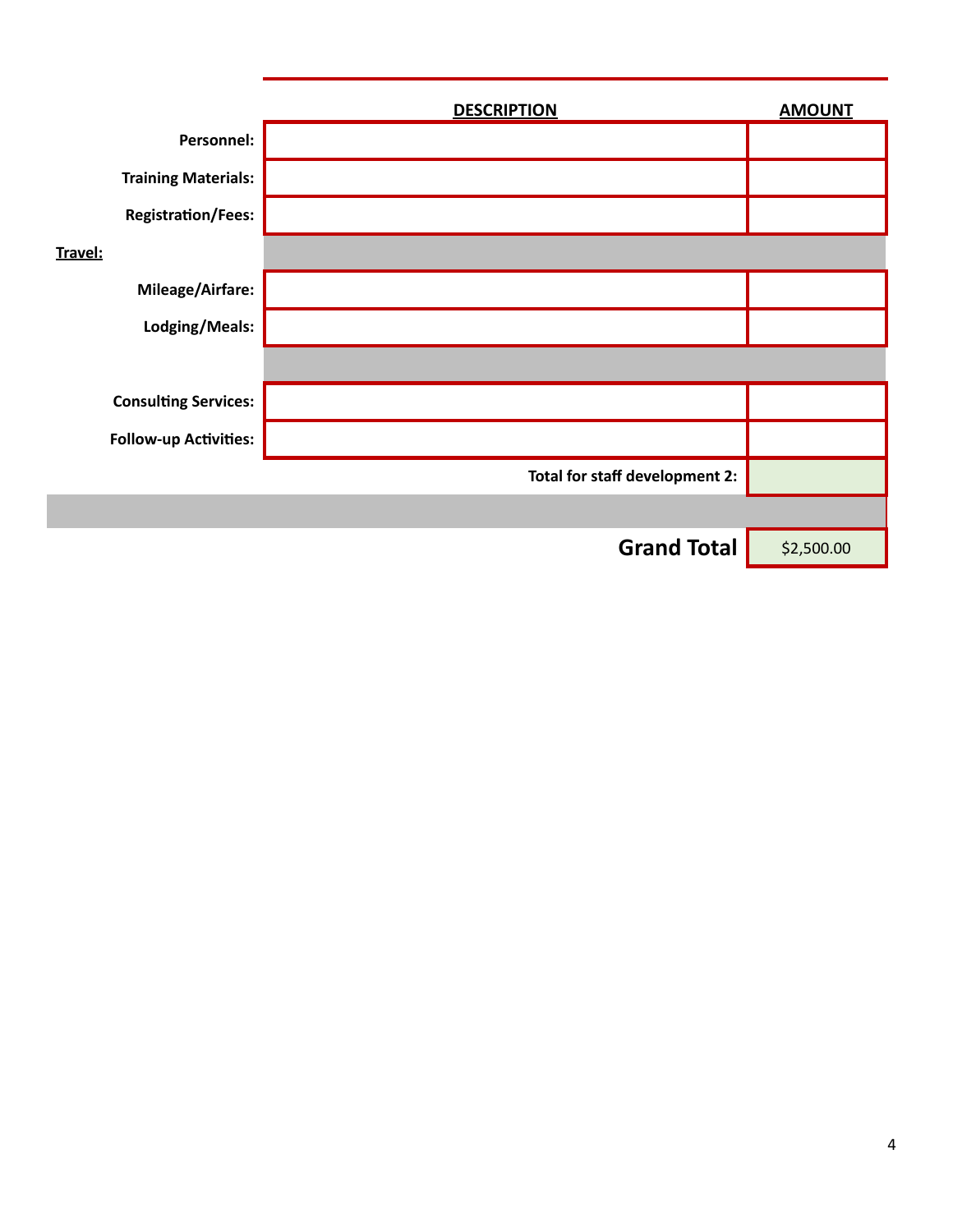| | DESCRIPTION | AMOUNT |
|---|---|---|
| **Personnel:** | | |
| **Training Materials:** | | |
| **Registration/Fees:** | | |
| **Travel:** | | |
| **Mileage/Airfare:** | | |
| **Lodging/Meals:** | | |
| | | |
| **Consulting Services:** | | |
| **Follow-up Activities:** | | |
| | **Total for staff development 2:** | |
| | | |
| | **Grand Total** | $2,500.00 |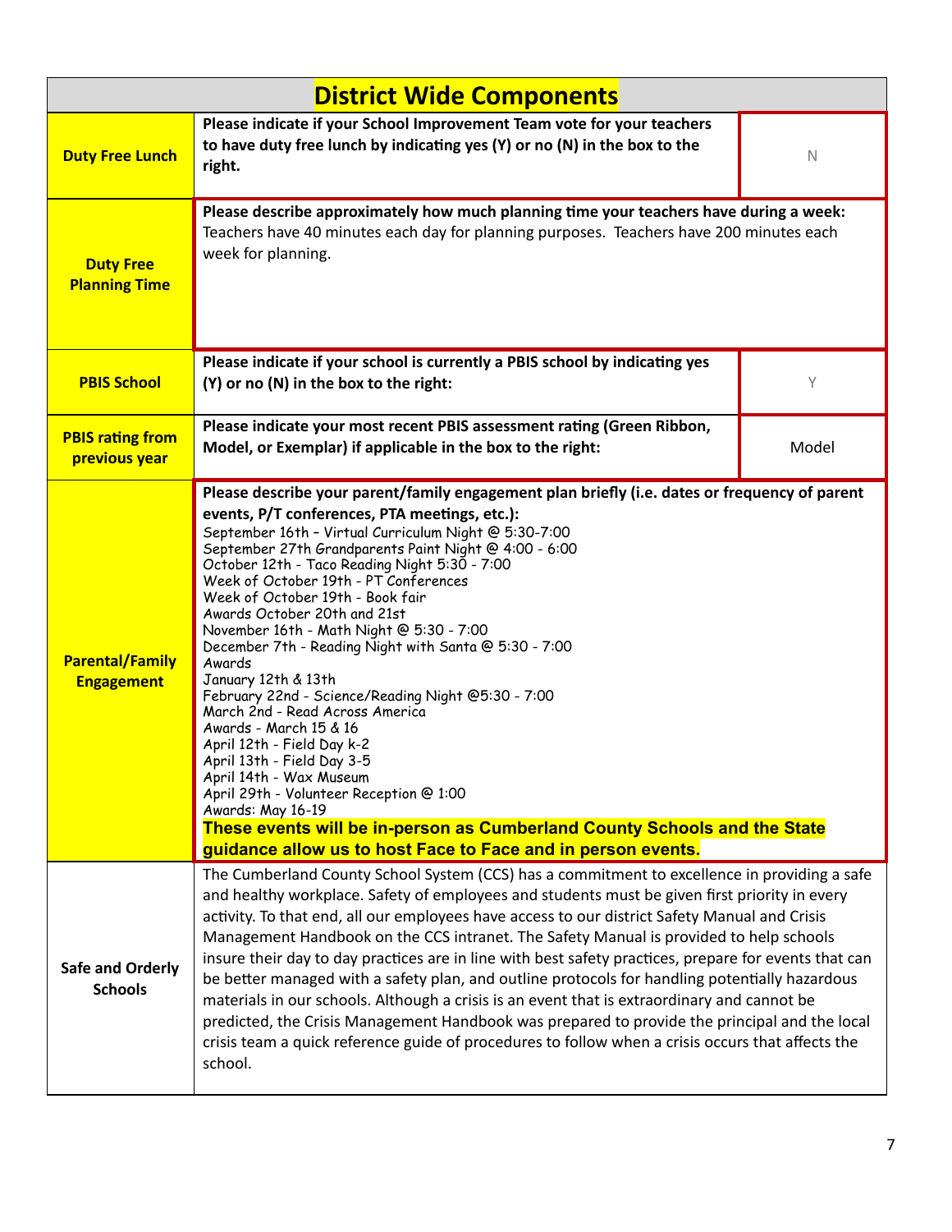## District Wide Components

| | | |
|---|---|---|
| **Duty Free Lunch** | **Please indicate if your School Improvement Team vote for your teachers to have duty free lunch by indicating yes (Y) or no (N) in the box to the right.** | N |
| **Duty Free Planning Time** | **Please describe approximately how much planning time your teachers have during a week:** Teachers have 40 minutes each day for planning purposes. Teachers have 200 minutes each week for planning. | |
| **PBIS School** | **Please indicate if your school is currently a PBIS school by indicating yes (Y) or no (N) in the box to the right:** | Y |
| **PBIS rating from previous year** | **Please indicate your most recent PBIS assessment rating (Green Ribbon, Model, or Exemplar) if applicable in the box to the right:** | Model |
| **Parental/Family Engagement** | **Please describe your parent/family engagement plan briefly (i.e. dates or frequency of parent events, P/T conferences, PTA meetings, etc.):**<br>September 16th – Virtual Curriculum Night @ 5:30-7:00<br>September 27th Grandparents Paint Night @ 4:00 - 6:00<br>October 12th - Taco Reading Night 5:30 - 7:00<br>Week of October 19th - PT Conferences<br>Week of October 19th - Book fair<br>Awards October 20th and 21st<br>November 16th - Math Night @ 5:30 - 7:00<br>December 7th - Reading Night with Santa @ 5:30 - 7:00<br>Awards<br>January 12th & 13th<br>February 22nd - Science/Reading Night @5:30 - 7:00<br>March 2nd - Read Across America<br>Awards - March 15 & 16<br>April 12th - Field Day k-2<br>April 13th - Field Day 3-5<br>April 14th - Wax Museum<br>April 29th - Volunteer Reception @ 1:00<br>Awards: May 16-19<br>**These events will be in-person as Cumberland County Schools and the State guidance allow us to host Face to Face and in person events.** | |
| **Safe and Orderly Schools** | The Cumberland County School System (CCS) has a commitment to excellence in providing a safe and healthy workplace. Safety of employees and students must be given first priority in every activity. To that end, all our employees have access to our district Safety Manual and Crisis Management Handbook on the CCS intranet. The Safety Manual is provided to help schools insure their day to day practices are in line with best safety practices, prepare for events that can be better managed with a safety plan, and outline protocols for handling potentially hazardous materials in our schools. Although a crisis is an event that is extraordinary and cannot be predicted, the Crisis Management Handbook was prepared to provide the principal and the local crisis team a quick reference guide of procedures to follow when a crisis occurs that affects the school. | |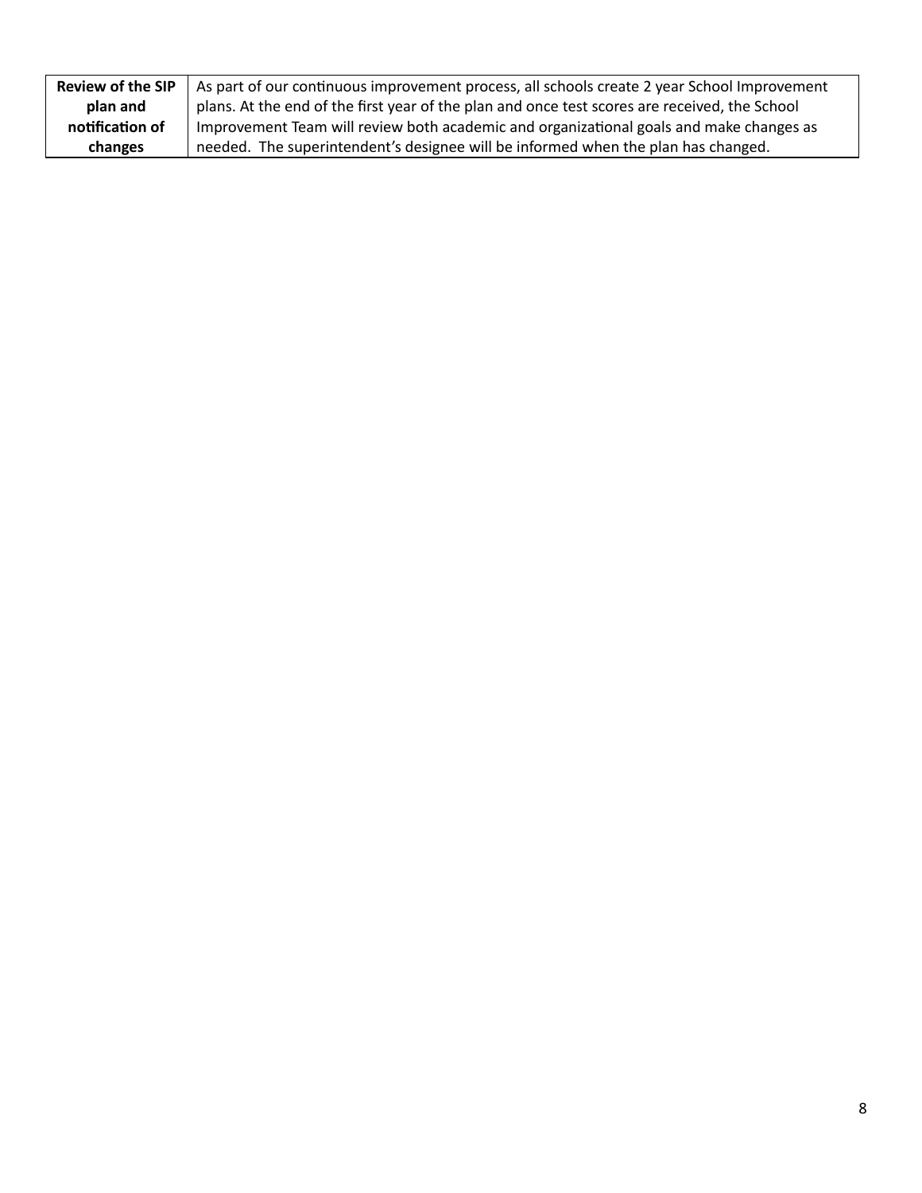| | |
|---|---|
| **Review of the SIP plan and notification of changes** | As part of our continuous improvement process, all schools create 2 year School Improvement plans. At the end of the first year of the plan and once test scores are received, the School Improvement Team will review both academic and organizational goals and make changes as needed. The superintendent's designee will be informed when the plan has changed. |